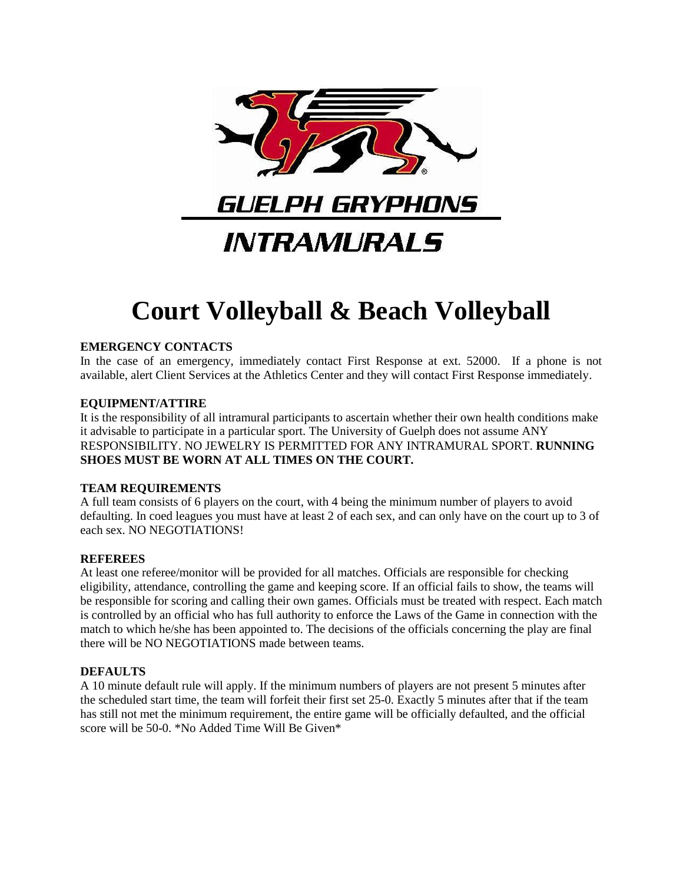GUELPH GRYPHONS

INTRAMURALS

# Court Volleyball & Beach Volleyball

### EMERGENCY CONTACTS

In the case of an emergency, immediately contact First Response at ext. 52000. If a phone is not available, alert Client Services at the Athletics Center and they will contact First Response immediately.

### EQUIPMENT/ATTIRE

It is the responsibility of all intramural participants to ascertain whether their own health conditions make it advisable to participate in a particular sport. The University of Guelph does not assume ANY RESPONSIBILITY. NO JEWELRY IS PERMITTED FOR ANY INTRAMURAL SPORT. **RUNNING SHOES MUST BE WORN AT ALL TIMES ON THE COURT.**

### TEAM REQUIREMENTS

A full team consists of 6 players on the court, with 4 being the minimum number of players to avoid defaulting. In coed leagues you must have at least 2 of each sex, and can only have on the court up to 3 of each sex. NO NEGOTIATIONS!

### REFEREES

At least one referee/monitor will be provided for all matches. Officials are responsible for checking eligibility, attendance, controlling the game and keeping score. If an official fails to show, the teams will be responsible for scoring and calling their own games. Officials must be treated with respect. Each match is controlled by an official who has full authority to enforce the Laws of the Game in connection with the match to which he/she has been appointed to. The decisions of the officials concerning the play are final there will be NO NEGOTIATIONS made between teams.

### DEFAULTS

A 10 minute default rule will apply. If the minimum numbers of players are not present 5 minutes after the scheduled start time, the team will forfeit their first set 25-0. Exactly 5 minutes after that if the team has still not met the minimum requirement, the entire game will be officially defaulted, and the official score will be 50-0. *No Added Time Will Be Given*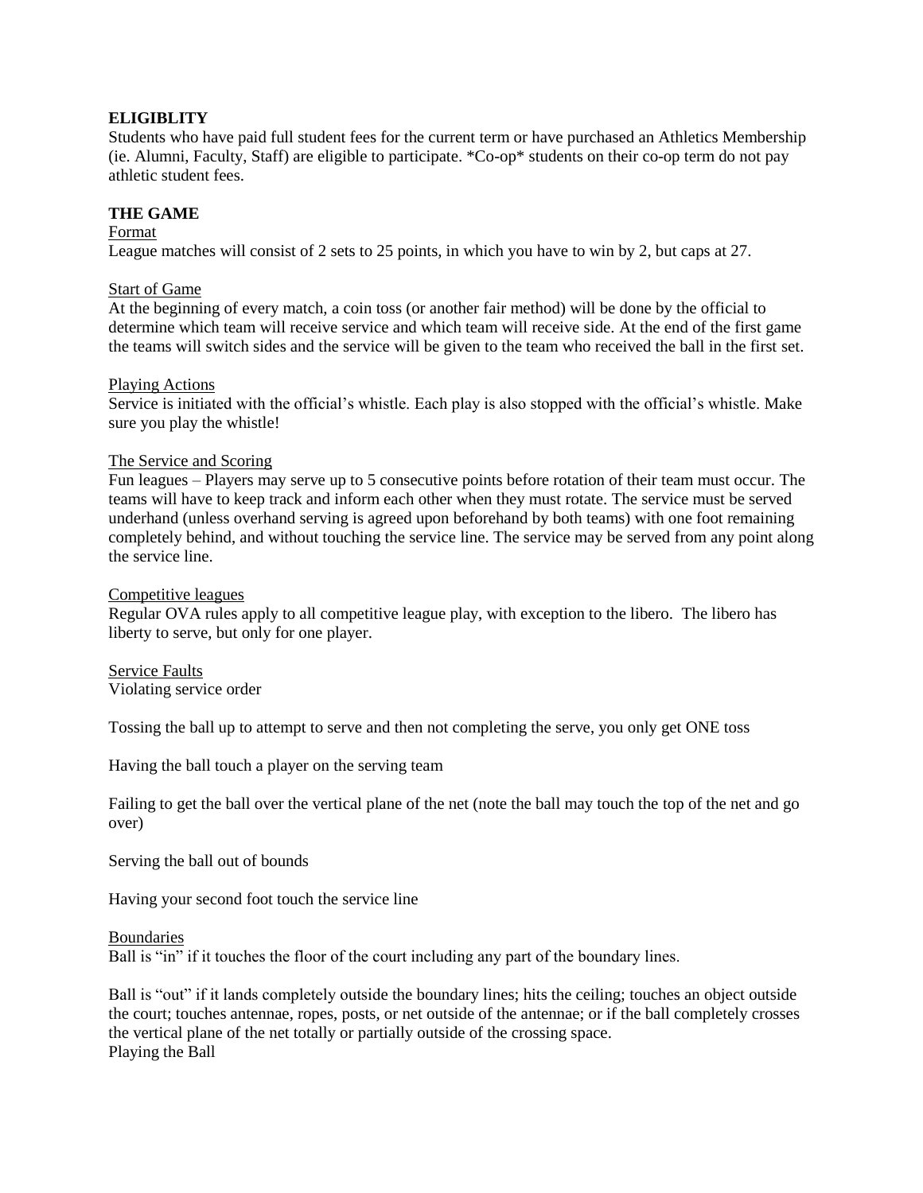**ELIGIBLITY**

Students who have paid full student fees for the current term or have purchased an Athletics Membership (ie. Alumni, Faculty, Staff) are eligible to participate. *Co-op* students on their co-op term do not pay athletic student fees.

**THE GAME**

<u>Format</u>

League matches will consist of 2 sets to 25 points, in which you have to win by 2, but caps at 27.

<u>Start of Game</u>

At the beginning of every match, a coin toss (or another fair method) will be done by the official to determine which team will receive service and which team will receive side. At the end of the first game the teams will switch sides and the service will be given to the team who received the ball in the first set.

<u>Playing Actions</u>

Service is initiated with the official's whistle. Each play is also stopped with the official's whistle. Make sure you play the whistle!

<u>The Service and Scoring</u>

Fun leagues – Players may serve up to 5 consecutive points before rotation of their team must occur. The teams will have to keep track and inform each other when they must rotate. The service must be served underhand (unless overhand serving is agreed upon beforehand by both teams) with one foot remaining completely behind, and without touching the service line. The service may be served from any point along the service line.

<u>Competitive leagues</u>

Regular OVA rules apply to all competitive league play, with exception to the libero. The libero has liberty to serve, but only for one player.

<u>Service Faults</u>

Violating service order

Tossing the ball up to attempt to serve and then not completing the serve, you only get ONE toss

Having the ball touch a player on the serving team

Failing to get the ball over the vertical plane of the net (note the ball may touch the top of the net and go over)

Serving the ball out of bounds

Having your second foot touch the service line

<u>Boundaries</u>

Ball is "in" if it touches the floor of the court including any part of the boundary lines.

Ball is "out" if it lands completely outside the boundary lines; hits the ceiling; touches an object outside the court; touches antennae, ropes, posts, or net outside of the antennae; or if the ball completely crosses the vertical plane of the net totally or partially outside of the crossing space.

Playing the Ball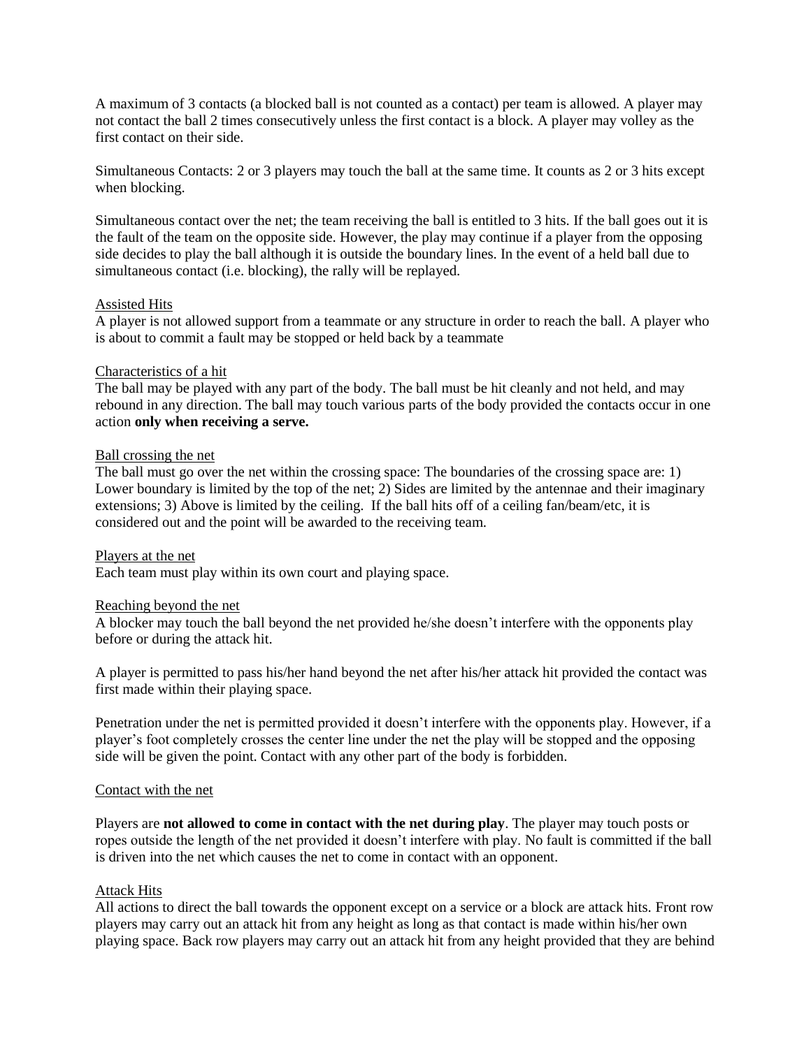A maximum of 3 contacts (a blocked ball is not counted as a contact) per team is allowed. A player may not contact the ball 2 times consecutively unless the first contact is a block. A player may volley as the first contact on their side.

Simultaneous Contacts: 2 or 3 players may touch the ball at the same time. It counts as 2 or 3 hits except when blocking.

Simultaneous contact over the net; the team receiving the ball is entitled to 3 hits. If the ball goes out it is the fault of the team on the opposite side. However, the play may continue if a player from the opposing side decides to play the ball although it is outside the boundary lines. In the event of a held ball due to simultaneous contact (i.e. blocking), the rally will be replayed.

### Assisted Hits

A player is not allowed support from a teammate or any structure in order to reach the ball. A player who is about to commit a fault may be stopped or held back by a teammate

### Characteristics of a hit

The ball may be played with any part of the body. The ball must be hit cleanly and not held, and may rebound in any direction. The ball may touch various parts of the body provided the contacts occur in one action **only when receiving a serve.**

### Ball crossing the net

The ball must go over the net within the crossing space: The boundaries of the crossing space are: 1) Lower boundary is limited by the top of the net; 2) Sides are limited by the antennae and their imaginary extensions; 3) Above is limited by the ceiling. If the ball hits off of a ceiling fan/beam/etc, it is considered out and the point will be awarded to the receiving team.

### Players at the net

Each team must play within its own court and playing space.

### Reaching beyond the net

A blocker may touch the ball beyond the net provided he/she doesn't interfere with the opponents play before or during the attack hit.

A player is permitted to pass his/her hand beyond the net after his/her attack hit provided the contact was first made within their playing space.

Penetration under the net is permitted provided it doesn't interfere with the opponents play. However, if a player's foot completely crosses the center line under the net the play will be stopped and the opposing side will be given the point. Contact with any other part of the body is forbidden.

### Contact with the net

Players are **not allowed to come in contact with the net during play**. The player may touch posts or ropes outside the length of the net provided it doesn't interfere with play. No fault is committed if the ball is driven into the net which causes the net to come in contact with an opponent.

### Attack Hits

All actions to direct the ball towards the opponent except on a service or a block are attack hits. Front row players may carry out an attack hit from any height as long as that contact is made within his/her own playing space. Back row players may carry out an attack hit from any height provided that they are behind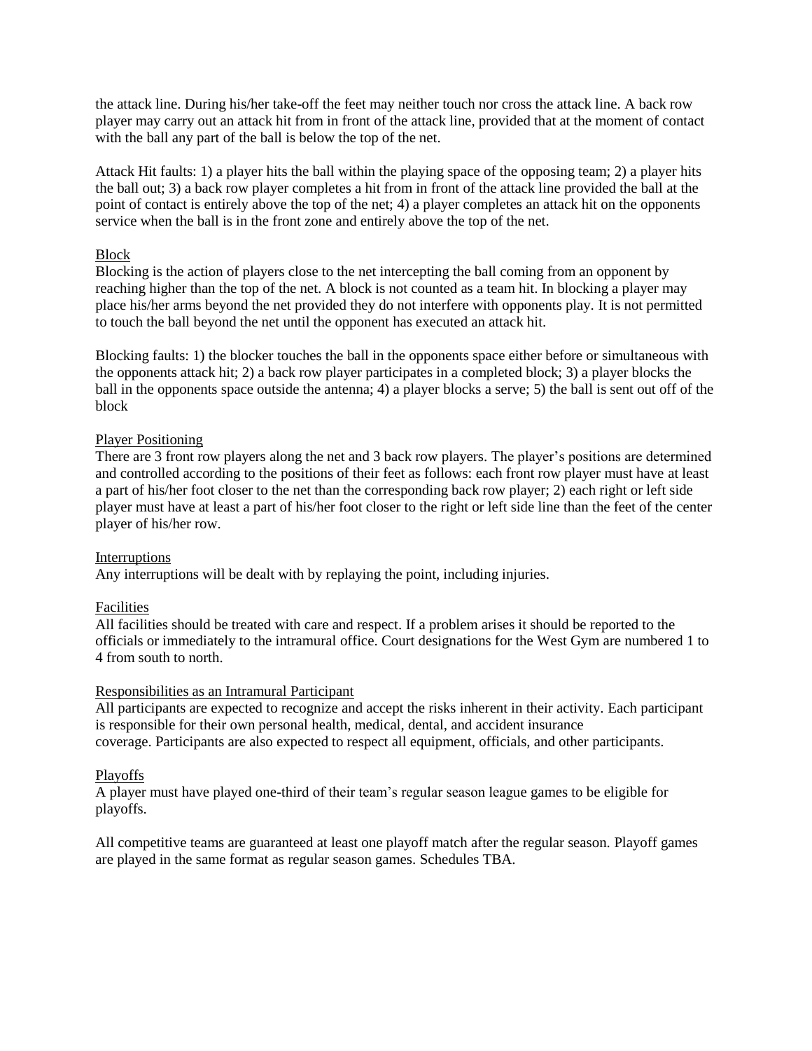the attack line. During his/her take-off the feet may neither touch nor cross the attack line. A back row player may carry out an attack hit from in front of the attack line, provided that at the moment of contact with the ball any part of the ball is below the top of the net.

Attack Hit faults: 1) a player hits the ball within the playing space of the opposing team; 2) a player hits the ball out; 3) a back row player completes a hit from in front of the attack line provided the ball at the point of contact is entirely above the top of the net; 4) a player completes an attack hit on the opponents service when the ball is in the front zone and entirely above the top of the net.

## Block

Blocking is the action of players close to the net intercepting the ball coming from an opponent by reaching higher than the top of the net. A block is not counted as a team hit. In blocking a player may place his/her arms beyond the net provided they do not interfere with opponents play. It is not permitted to touch the ball beyond the net until the opponent has executed an attack hit.

Blocking faults: 1) the blocker touches the ball in the opponents space either before or simultaneous with the opponents attack hit; 2) a back row player participates in a completed block; 3) a player blocks the ball in the opponents space outside the antenna; 4) a player blocks a serve; 5) the ball is sent out off of the block

## Player Positioning

There are 3 front row players along the net and 3 back row players. The player's positions are determined and controlled according to the positions of their feet as follows: each front row player must have at least a part of his/her foot closer to the net than the corresponding back row player; 2) each right or left side player must have at least a part of his/her foot closer to the right or left side line than the feet of the center player of his/her row.

## Interruptions

Any interruptions will be dealt with by replaying the point, including injuries.

## Facilities

All facilities should be treated with care and respect. If a problem arises it should be reported to the officials or immediately to the intramural office. Court designations for the West Gym are numbered 1 to 4 from south to north.

## Responsibilities as an Intramural Participant

All participants are expected to recognize and accept the risks inherent in their activity. Each participant is responsible for their own personal health, medical, dental, and accident insurance coverage. Participants are also expected to respect all equipment, officials, and other participants.

## Playoffs

A player must have played one-third of their team's regular season league games to be eligible for playoffs.

All competitive teams are guaranteed at least one playoff match after the regular season. Playoff games are played in the same format as regular season games. Schedules TBA.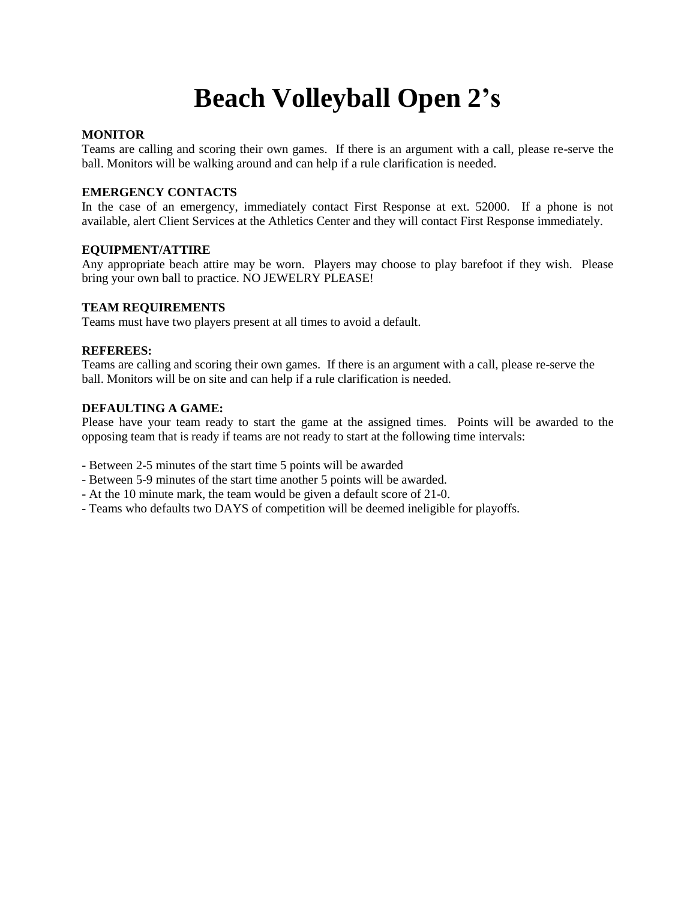# Beach Volleyball Open 2's

**MONITOR**

Teams are calling and scoring their own games. If there is an argument with a call, please re-serve the ball. Monitors will be walking around and can help if a rule clarification is needed.

**EMERGENCY CONTACTS**

In the case of an emergency, immediately contact First Response at ext. 52000. If a phone is not available, alert Client Services at the Athletics Center and they will contact First Response immediately.

**EQUIPMENT/ATTIRE**

Any appropriate beach attire may be worn. Players may choose to play barefoot if they wish. Please bring your own ball to practice. NO JEWELRY PLEASE!

**TEAM REQUIREMENTS**

Teams must have two players present at all times to avoid a default.

**REFEREES:**

Teams are calling and scoring their own games. If there is an argument with a call, please re-serve the ball. Monitors will be on site and can help if a rule clarification is needed.

**DEFAULTING A GAME:**

Please have your team ready to start the game at the assigned times. Points will be awarded to the opposing team that is ready if teams are not ready to start at the following time intervals:

- Between 2-5 minutes of the start time 5 points will be awarded
- Between 5-9 minutes of the start time another 5 points will be awarded.
- At the 10 minute mark, the team would be given a default score of 21-0.
- Teams who defaults two DAYS of competition will be deemed ineligible for playoffs.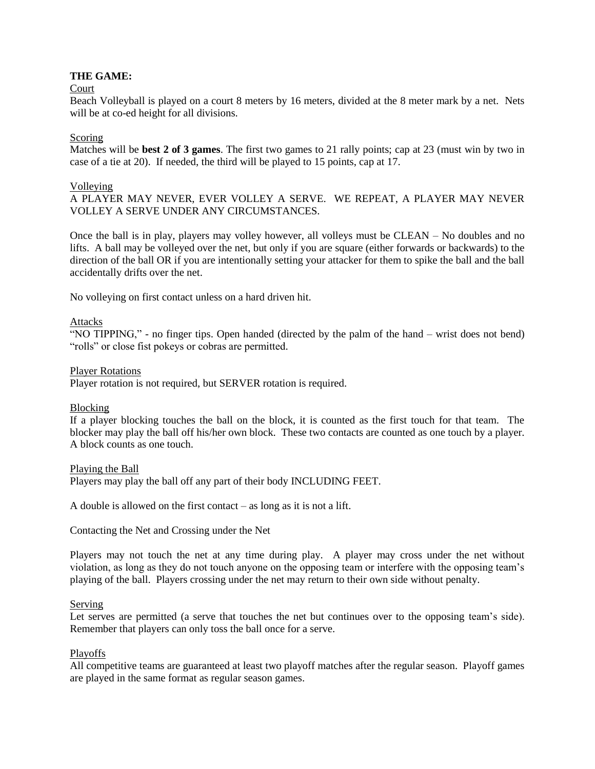## THE GAME:

### Court

Beach Volleyball is played on a court 8 meters by 16 meters, divided at the 8 meter mark by a net. Nets will be at co-ed height for all divisions.

### Scoring

Matches will be **best 2 of 3 games**. The first two games to 21 rally points; cap at 23 (must win by two in case of a tie at 20). If needed, the third will be played to 15 points, cap at 17.

### Volleying

A PLAYER MAY NEVER, EVER VOLLEY A SERVE. WE REPEAT, A PLAYER MAY NEVER VOLLEY A SERVE UNDER ANY CIRCUMSTANCES.

Once the ball is in play, players may volley however, all volleys must be CLEAN – No doubles and no lifts. A ball may be volleyed over the net, but only if you are square (either forwards or backwards) to the direction of the ball OR if you are intentionally setting your attacker for them to spike the ball and the ball accidentally drifts over the net.

No volleying on first contact unless on a hard driven hit.

### Attacks

"NO TIPPING," - no finger tips. Open handed (directed by the palm of the hand – wrist does not bend) "rolls" or close fist pokeys or cobras are permitted.

### Player Rotations

Player rotation is not required, but SERVER rotation is required.

### Blocking

If a player blocking touches the ball on the block, it is counted as the first touch for that team. The blocker may play the ball off his/her own block. These two contacts are counted as one touch by a player. A block counts as one touch.

### Playing the Ball

Players may play the ball off any part of their body INCLUDING FEET.

A double is allowed on the first contact – as long as it is not a lift.

Contacting the Net and Crossing under the Net

Players may not touch the net at any time during play. A player may cross under the net without violation, as long as they do not touch anyone on the opposing team or interfere with the opposing team's playing of the ball. Players crossing under the net may return to their own side without penalty.

### Serving

Let serves are permitted (a serve that touches the net but continues over to the opposing team's side). Remember that players can only toss the ball once for a serve.

### Playoffs

All competitive teams are guaranteed at least two playoff matches after the regular season. Playoff games are played in the same format as regular season games.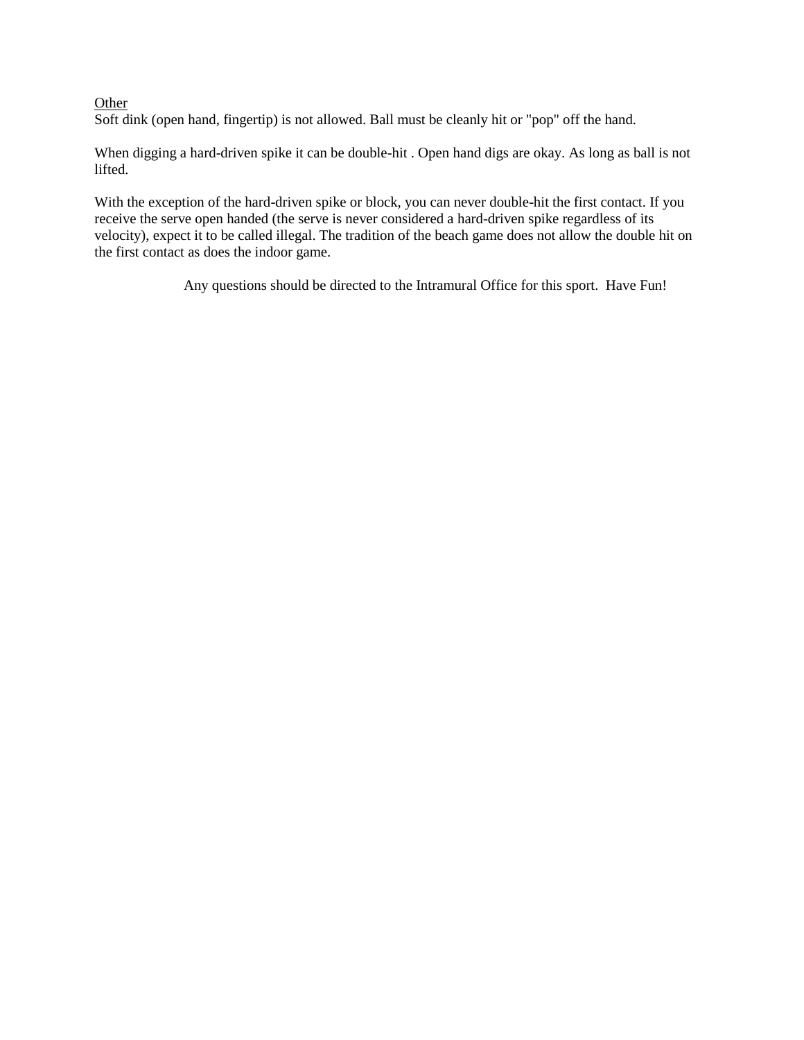<u>Other</u>

Soft dink (open hand, fingertip) is not allowed. Ball must be cleanly hit or "pop" off the hand.

When digging a hard-driven spike it can be double-hit . Open hand digs are okay. As long as ball is not lifted.

With the exception of the hard-driven spike or block, you can never double-hit the first contact. If you receive the serve open handed (the serve is never considered a hard-driven spike regardless of its velocity), expect it to be called illegal. The tradition of the beach game does not allow the double hit on the first contact as does the indoor game.

Any questions should be directed to the Intramural Office for this sport. Have Fun!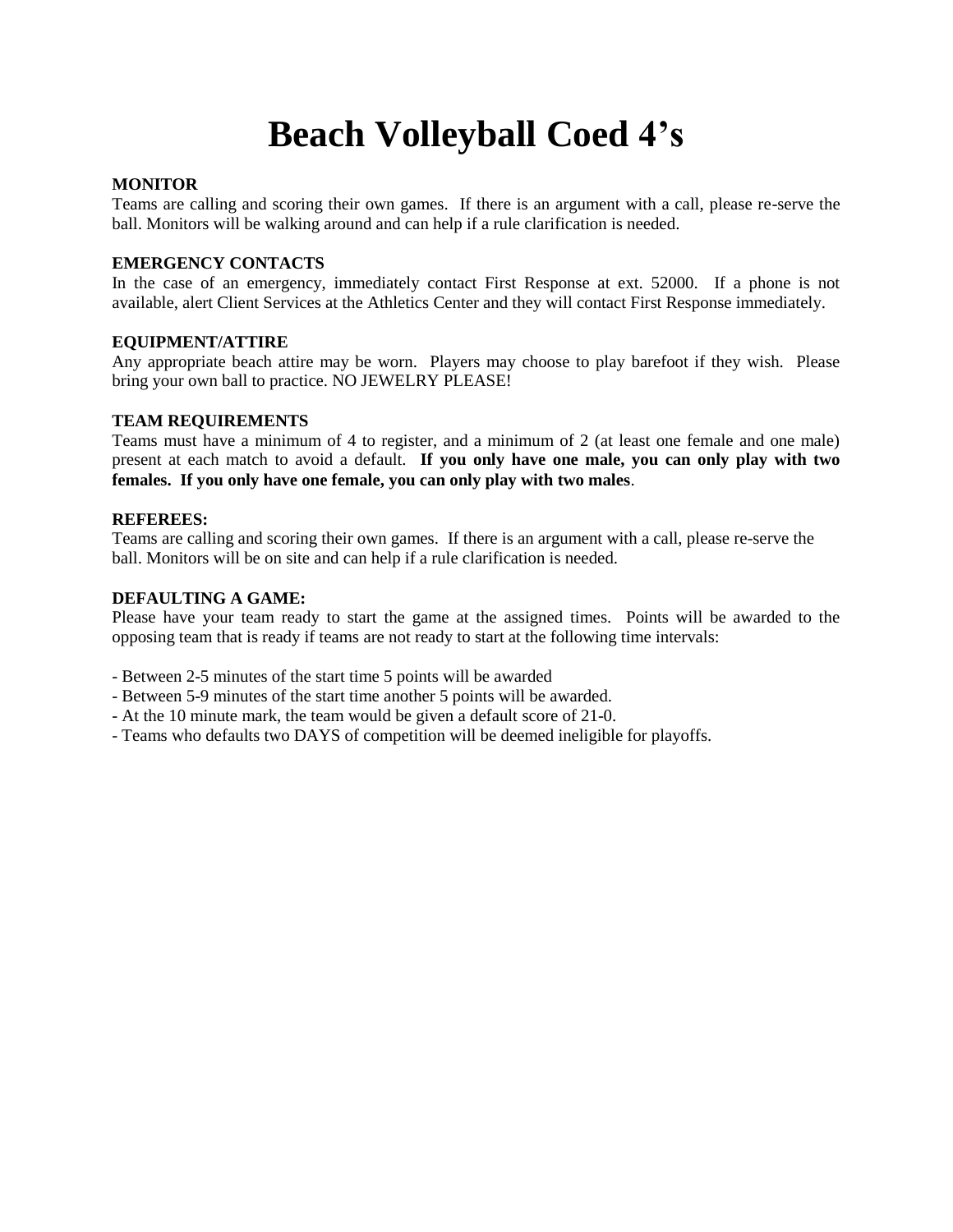# Beach Volleyball Coed 4's

**MONITOR**
Teams are calling and scoring their own games. If there is an argument with a call, please re-serve the ball. Monitors will be walking around and can help if a rule clarification is needed.

**EMERGENCY CONTACTS**
In the case of an emergency, immediately contact First Response at ext. 52000. If a phone is not available, alert Client Services at the Athletics Center and they will contact First Response immediately.

**EQUIPMENT/ATTIRE**
Any appropriate beach attire may be worn. Players may choose to play barefoot if they wish. Please bring your own ball to practice. NO JEWELRY PLEASE!

**TEAM REQUIREMENTS**
Teams must have a minimum of 4 to register, and a minimum of 2 (at least one female and one male) present at each match to avoid a default. **If you only have one male, you can only play with two females. If you only have one female, you can only play with two males**.

**REFEREES:**
Teams are calling and scoring their own games. If there is an argument with a call, please re-serve the ball. Monitors will be on site and can help if a rule clarification is needed.

**DEFAULTING A GAME:**
Please have your team ready to start the game at the assigned times. Points will be awarded to the opposing team that is ready if teams are not ready to start at the following time intervals:

- Between 2-5 minutes of the start time 5 points will be awarded
- Between 5-9 minutes of the start time another 5 points will be awarded.
- At the 10 minute mark, the team would be given a default score of 21-0.
- Teams who defaults two DAYS of competition will be deemed ineligible for playoffs.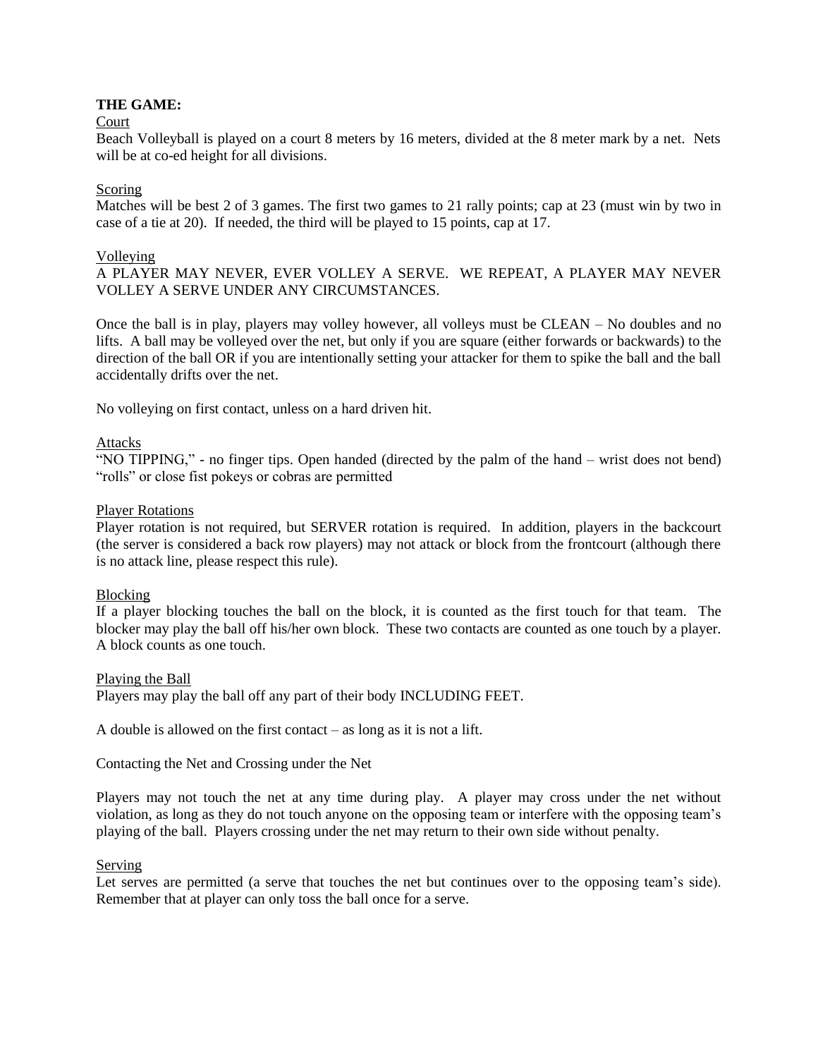**THE GAME:**

Court

Beach Volleyball is played on a court 8 meters by 16 meters, divided at the 8 meter mark by a net. Nets will be at co-ed height for all divisions.

Scoring

Matches will be best 2 of 3 games. The first two games to 21 rally points; cap at 23 (must win by two in case of a tie at 20). If needed, the third will be played to 15 points, cap at 17.

Volleying

A PLAYER MAY NEVER, EVER VOLLEY A SERVE. WE REPEAT, A PLAYER MAY NEVER VOLLEY A SERVE UNDER ANY CIRCUMSTANCES.

Once the ball is in play, players may volley however, all volleys must be CLEAN – No doubles and no lifts. A ball may be volleyed over the net, but only if you are square (either forwards or backwards) to the direction of the ball OR if you are intentionally setting your attacker for them to spike the ball and the ball accidentally drifts over the net.

No volleying on first contact, unless on a hard driven hit.

Attacks

"NO TIPPING," - no finger tips. Open handed (directed by the palm of the hand – wrist does not bend) "rolls" or close fist pokeys or cobras are permitted

Player Rotations

Player rotation is not required, but SERVER rotation is required. In addition, players in the backcourt (the server is considered a back row players) may not attack or block from the frontcourt (although there is no attack line, please respect this rule).

Blocking

If a player blocking touches the ball on the block, it is counted as the first touch for that team. The blocker may play the ball off his/her own block. These two contacts are counted as one touch by a player. A block counts as one touch.

Playing the Ball

Players may play the ball off any part of their body INCLUDING FEET.

A double is allowed on the first contact – as long as it is not a lift.

Contacting the Net and Crossing under the Net

Players may not touch the net at any time during play. A player may cross under the net without violation, as long as they do not touch anyone on the opposing team or interfere with the opposing team's playing of the ball. Players crossing under the net may return to their own side without penalty.

Serving

Let serves are permitted (a serve that touches the net but continues over to the opposing team's side). Remember that at player can only toss the ball once for a serve.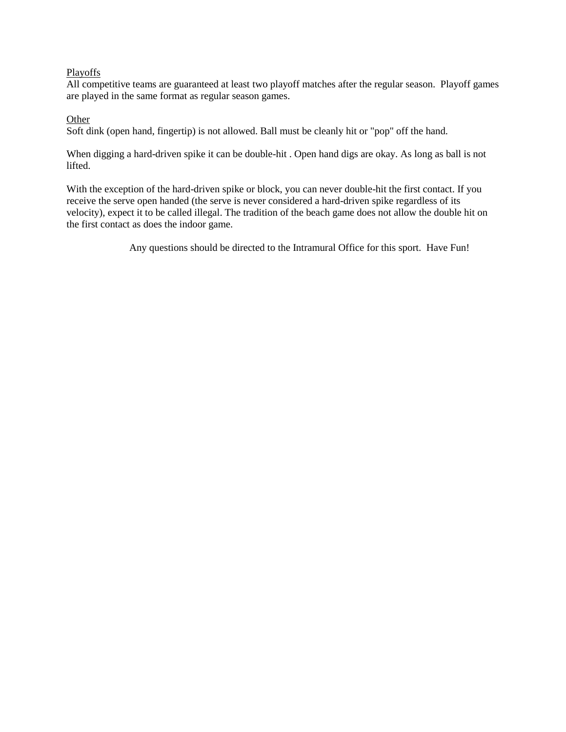<u>Playoffs</u>

All competitive teams are guaranteed at least two playoff matches after the regular season. Playoff games are played in the same format as regular season games.

<u>Other</u>

Soft dink (open hand, fingertip) is not allowed. Ball must be cleanly hit or "pop" off the hand.

When digging a hard-driven spike it can be double-hit . Open hand digs are okay. As long as ball is not lifted.

With the exception of the hard-driven spike or block, you can never double-hit the first contact. If you receive the serve open handed (the serve is never considered a hard-driven spike regardless of its velocity), expect it to be called illegal. The tradition of the beach game does not allow the double hit on the first contact as does the indoor game.

Any questions should be directed to the Intramural Office for this sport. Have Fun!